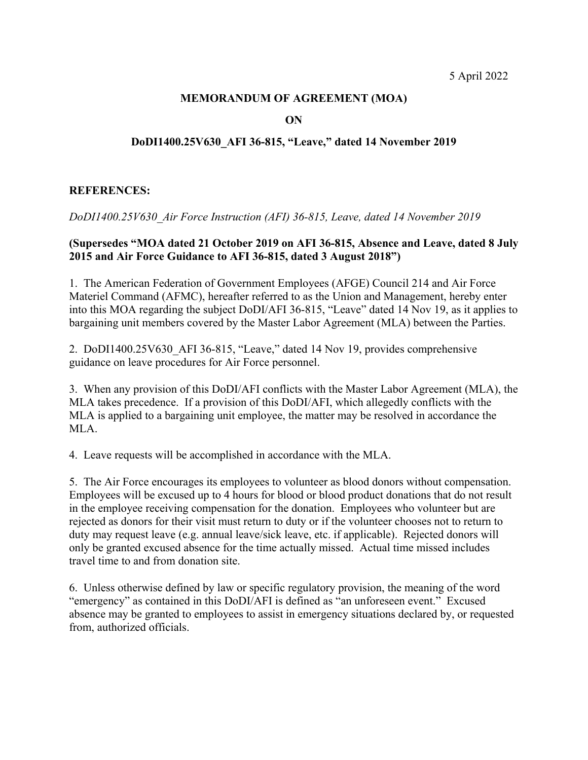5 April 2022

**MEMORANDUM OF AGREEMENT (MOA)**

**ON**

**DoDI1400.25V630_AFI 36-815, "Leave," dated 14 November 2019**

**REFERENCES:**

*DoDI1400.25V630_Air Force Instruction (AFI) 36-815, Leave, dated 14 November 2019*

**(Supersedes "MOA dated 21 October 2019 on AFI 36-815, Absence and Leave, dated 8 July 2015 and Air Force Guidance to AFI 36-815, dated 3 August 2018")**

1. The American Federation of Government Employees (AFGE) Council 214 and Air Force Materiel Command (AFMC), hereafter referred to as the Union and Management, hereby enter into this MOA regarding the subject DoDI/AFI 36-815, "Leave" dated 14 Nov 19, as it applies to bargaining unit members covered by the Master Labor Agreement (MLA) between the Parties.

2. DoDI1400.25V630_AFI 36-815, "Leave," dated 14 Nov 19, provides comprehensive guidance on leave procedures for Air Force personnel.

3. When any provision of this DoDI/AFI conflicts with the Master Labor Agreement (MLA), the MLA takes precedence. If a provision of this DoDI/AFI, which allegedly conflicts with the MLA is applied to a bargaining unit employee, the matter may be resolved in accordance the MLA.

4. Leave requests will be accomplished in accordance with the MLA.

5. The Air Force encourages its employees to volunteer as blood donors without compensation. Employees will be excused up to 4 hours for blood or blood product donations that do not result in the employee receiving compensation for the donation. Employees who volunteer but are rejected as donors for their visit must return to duty or if the volunteer chooses not to return to duty may request leave (e.g. annual leave/sick leave, etc. if applicable). Rejected donors will only be granted excused absence for the time actually missed. Actual time missed includes travel time to and from donation site.

6. Unless otherwise defined by law or specific regulatory provision, the meaning of the word "emergency" as contained in this DoDI/AFI is defined as "an unforeseen event." Excused absence may be granted to employees to assist in emergency situations declared by, or requested from, authorized officials.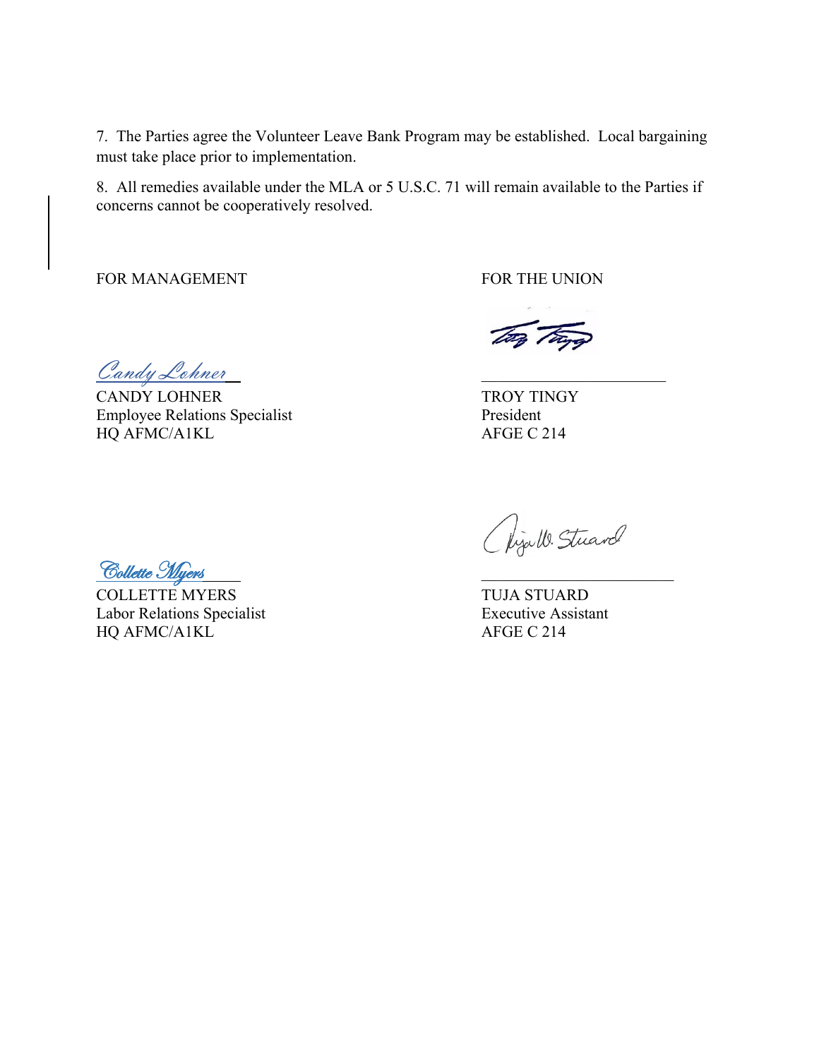7. The Parties agree the Volunteer Leave Bank Program may be established. Local bargaining must take place prior to implementation.

8. All remedies available under the MLA or 5 U.S.C. 71 will remain available to the Parties if concerns cannot be cooperatively resolved.

FOR MANAGEMENT

Candy Lohner

CANDY LOHNER
Employee Relations Specialist
HQ AFMC/A1KL

Collette Myers

COLLETTE MYERS
Labor Relations Specialist
HQ AFMC/A1KL

FOR THE UNION

TROY TINGY
President
AFGE C 214

TUJA STUARD
Executive Assistant
AFGE C 214